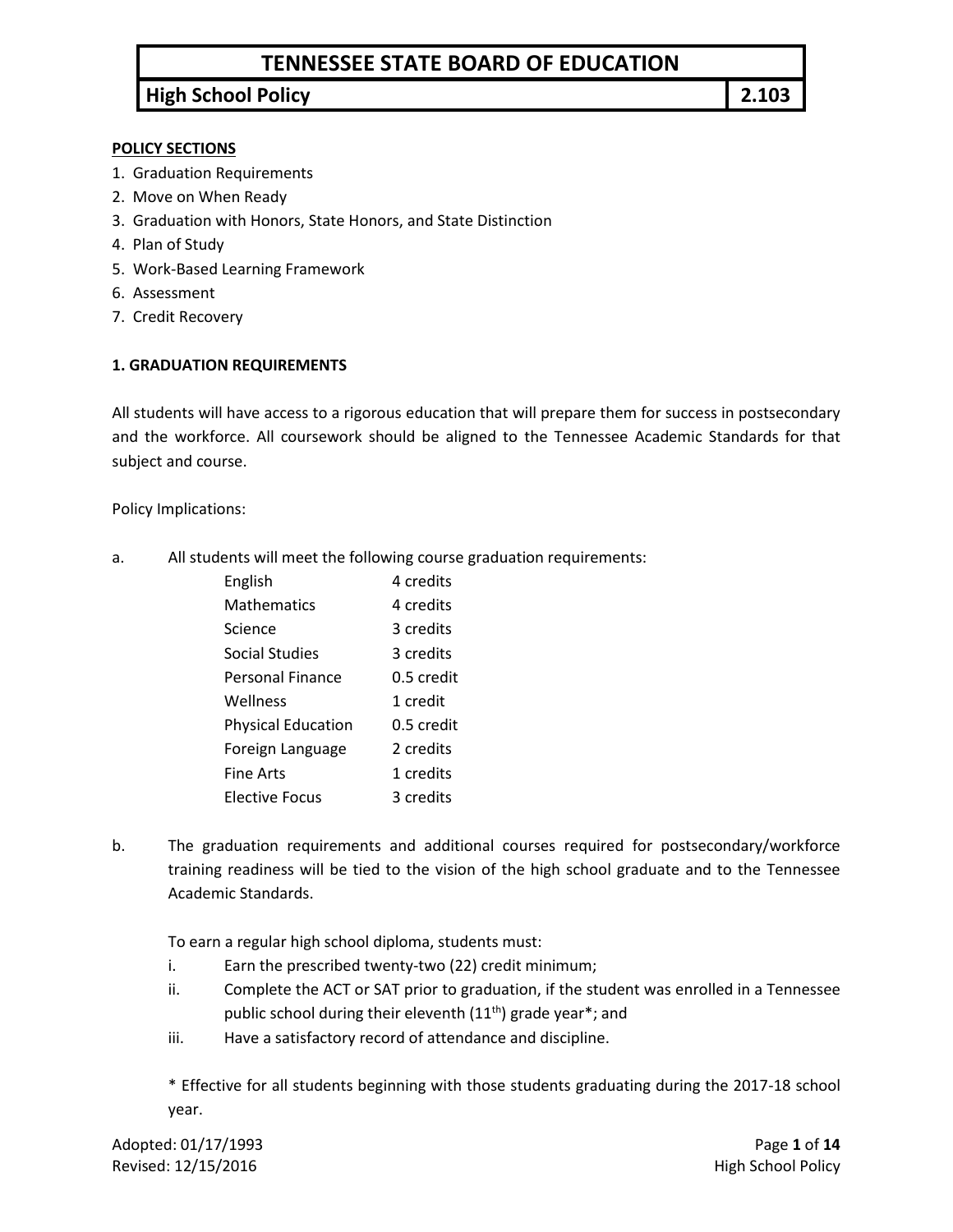# TENNESSEE STATE BOARD OF EDUCATION

## High School Policy 2.103

**POLICY SECTIONS**

1. Graduation Requirements
2. Move on When Ready
3. Graduation with Honors, State Honors, and State Distinction
4. Plan of Study
5. Work-Based Learning Framework
6. Assessment
7. Credit Recovery

### 1. GRADUATION REQUIREMENTS

All students will have access to a rigorous education that will prepare them for success in postsecondary and the workforce. All coursework should be aligned to the Tennessee Academic Standards for that subject and course.

Policy Implications:

a. All students will meet the following course graduation requirements:

| | |
|---|---|
| English | 4 credits |
| Mathematics | 4 credits |
| Science | 3 credits |
| Social Studies | 3 credits |
| Personal Finance | 0.5 credit |
| Wellness | 1 credit |
| Physical Education | 0.5 credit |
| Foreign Language | 2 credits |
| Fine Arts | 1 credits |
| Elective Focus | 3 credits |

b. The graduation requirements and additional courses required for postsecondary/workforce training readiness will be tied to the vision of the high school graduate and to the Tennessee Academic Standards.

To earn a regular high school diploma, students must:

i. Earn the prescribed twenty-two (22) credit minimum;

ii. Complete the ACT or SAT prior to graduation, if the student was enrolled in a Tennessee public school during their eleventh (11th) grade year*; and

iii. Have a satisfactory record of attendance and discipline.

* Effective for all students beginning with those students graduating during the 2017-18 school year.

Adopted: 01/17/1993
Revised: 12/15/2016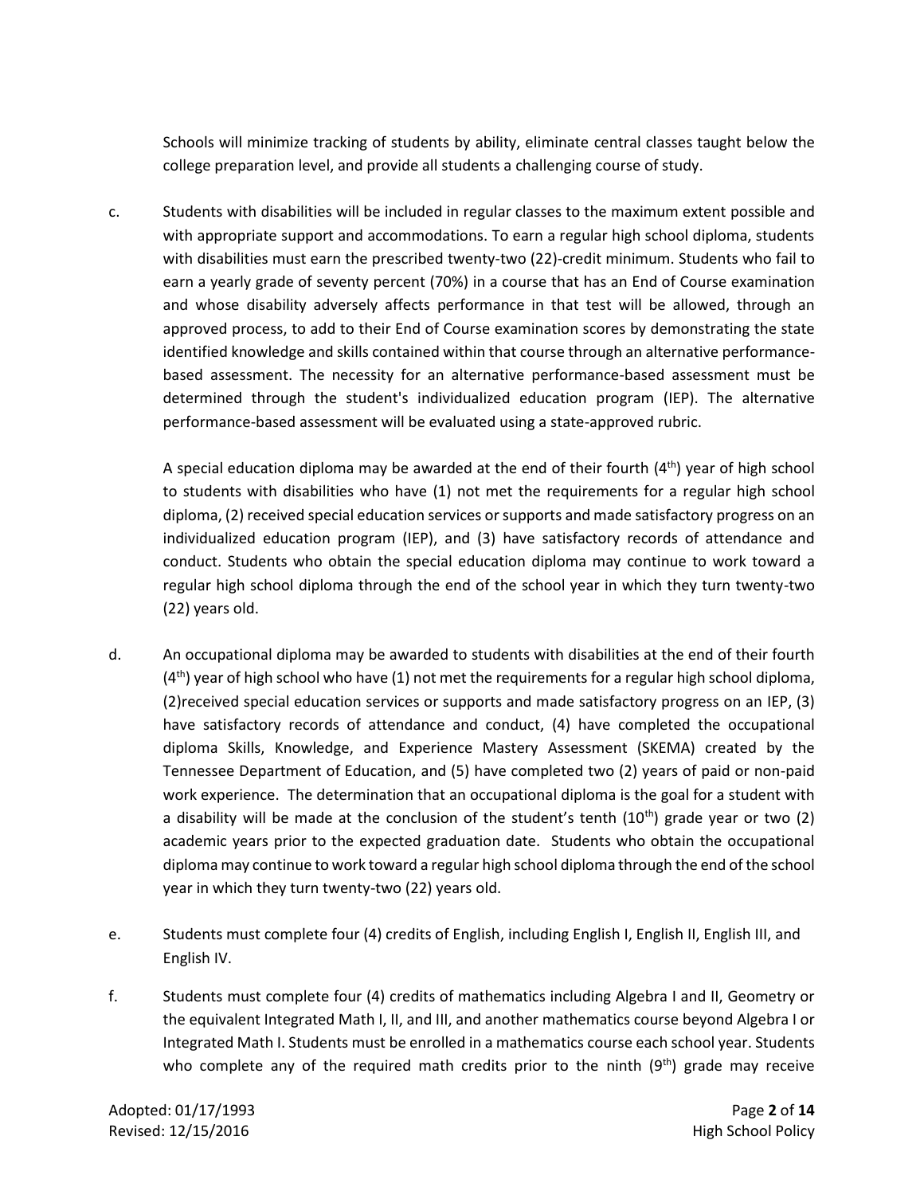Schools will minimize tracking of students by ability, eliminate central classes taught below the college preparation level, and provide all students a challenging course of study.

c. Students with disabilities will be included in regular classes to the maximum extent possible and with appropriate support and accommodations. To earn a regular high school diploma, students with disabilities must earn the prescribed twenty-two (22)-credit minimum. Students who fail to earn a yearly grade of seventy percent (70%) in a course that has an End of Course examination and whose disability adversely affects performance in that test will be allowed, through an approved process, to add to their End of Course examination scores by demonstrating the state identified knowledge and skills contained within that course through an alternative performance-based assessment. The necessity for an alternative performance-based assessment must be determined through the student's individualized education program (IEP). The alternative performance-based assessment will be evaluated using a state-approved rubric.

   A special education diploma may be awarded at the end of their fourth (4th) year of high school to students with disabilities who have (1) not met the requirements for a regular high school diploma, (2) received special education services or supports and made satisfactory progress on an individualized education program (IEP), and (3) have satisfactory records of attendance and conduct. Students who obtain the special education diploma may continue to work toward a regular high school diploma through the end of the school year in which they turn twenty-two (22) years old.

d. An occupational diploma may be awarded to students with disabilities at the end of their fourth (4th) year of high school who have (1) not met the requirements for a regular high school diploma, (2)received special education services or supports and made satisfactory progress on an IEP, (3) have satisfactory records of attendance and conduct, (4) have completed the occupational diploma Skills, Knowledge, and Experience Mastery Assessment (SKEMA) created by the Tennessee Department of Education, and (5) have completed two (2) years of paid or non-paid work experience. The determination that an occupational diploma is the goal for a student with a disability will be made at the conclusion of the student's tenth (10th) grade year or two (2) academic years prior to the expected graduation date. Students who obtain the occupational diploma may continue to work toward a regular high school diploma through the end of the school year in which they turn twenty-two (22) years old.

e. Students must complete four (4) credits of English, including English I, English II, English III, and English IV.

f. Students must complete four (4) credits of mathematics including Algebra I and II, Geometry or the equivalent Integrated Math I, II, and III, and another mathematics course beyond Algebra I or Integrated Math I. Students must be enrolled in a mathematics course each school year. Students who complete any of the required math credits prior to the ninth (9th) grade may receive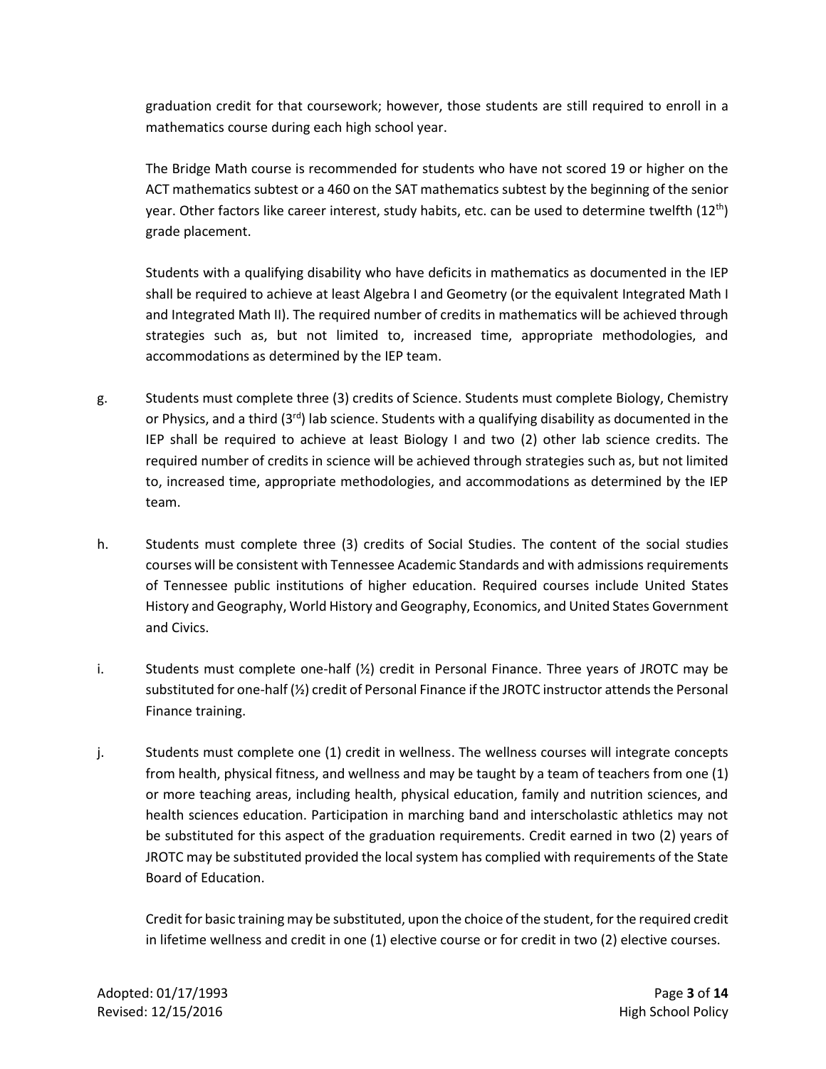graduation credit for that coursework; however, those students are still required to enroll in a mathematics course during each high school year.

The Bridge Math course is recommended for students who have not scored 19 or higher on the ACT mathematics subtest or a 460 on the SAT mathematics subtest by the beginning of the senior year. Other factors like career interest, study habits, etc. can be used to determine twelfth (12th) grade placement.

Students with a qualifying disability who have deficits in mathematics as documented in the IEP shall be required to achieve at least Algebra I and Geometry (or the equivalent Integrated Math I and Integrated Math II). The required number of credits in mathematics will be achieved through strategies such as, but not limited to, increased time, appropriate methodologies, and accommodations as determined by the IEP team.

g. Students must complete three (3) credits of Science. Students must complete Biology, Chemistry or Physics, and a third (3rd) lab science. Students with a qualifying disability as documented in the IEP shall be required to achieve at least Biology I and two (2) other lab science credits. The required number of credits in science will be achieved through strategies such as, but not limited to, increased time, appropriate methodologies, and accommodations as determined by the IEP team.

h. Students must complete three (3) credits of Social Studies. The content of the social studies courses will be consistent with Tennessee Academic Standards and with admissions requirements of Tennessee public institutions of higher education. Required courses include United States History and Geography, World History and Geography, Economics, and United States Government and Civics.

i. Students must complete one-half (½) credit in Personal Finance. Three years of JROTC may be substituted for one-half (½) credit of Personal Finance if the JROTC instructor attends the Personal Finance training.

j. Students must complete one (1) credit in wellness. The wellness courses will integrate concepts from health, physical fitness, and wellness and may be taught by a team of teachers from one (1) or more teaching areas, including health, physical education, family and nutrition sciences, and health sciences education. Participation in marching band and interscholastic athletics may not be substituted for this aspect of the graduation requirements. Credit earned in two (2) years of JROTC may be substituted provided the local system has complied with requirements of the State Board of Education.

Credit for basic training may be substituted, upon the choice of the student, for the required credit in lifetime wellness and credit in one (1) elective course or for credit in two (2) elective courses.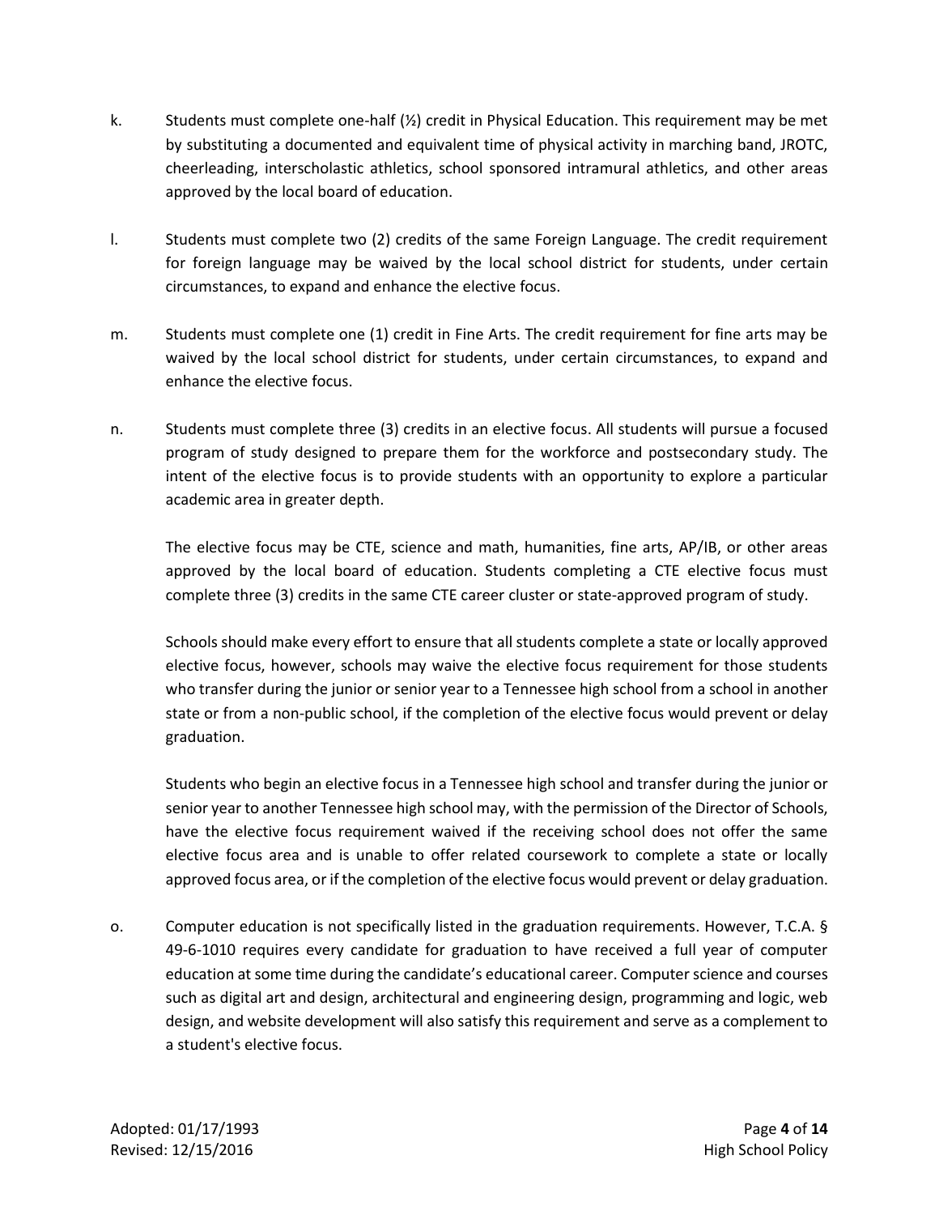k. Students must complete one-half (½) credit in Physical Education. This requirement may be met by substituting a documented and equivalent time of physical activity in marching band, JROTC, cheerleading, interscholastic athletics, school sponsored intramural athletics, and other areas approved by the local board of education.

l. Students must complete two (2) credits of the same Foreign Language. The credit requirement for foreign language may be waived by the local school district for students, under certain circumstances, to expand and enhance the elective focus.

m. Students must complete one (1) credit in Fine Arts. The credit requirement for fine arts may be waived by the local school district for students, under certain circumstances, to expand and enhance the elective focus.

n. Students must complete three (3) credits in an elective focus. All students will pursue a focused program of study designed to prepare them for the workforce and postsecondary study. The intent of the elective focus is to provide students with an opportunity to explore a particular academic area in greater depth.

   The elective focus may be CTE, science and math, humanities, fine arts, AP/IB, or other areas approved by the local board of education. Students completing a CTE elective focus must complete three (3) credits in the same CTE career cluster or state-approved program of study.

   Schools should make every effort to ensure that all students complete a state or locally approved elective focus, however, schools may waive the elective focus requirement for those students who transfer during the junior or senior year to a Tennessee high school from a school in another state or from a non-public school, if the completion of the elective focus would prevent or delay graduation.

   Students who begin an elective focus in a Tennessee high school and transfer during the junior or senior year to another Tennessee high school may, with the permission of the Director of Schools, have the elective focus requirement waived if the receiving school does not offer the same elective focus area and is unable to offer related coursework to complete a state or locally approved focus area, or if the completion of the elective focus would prevent or delay graduation.

o. Computer education is not specifically listed in the graduation requirements. However, T.C.A. § 49-6-1010 requires every candidate for graduation to have received a full year of computer education at some time during the candidate's educational career. Computer science and courses such as digital art and design, architectural and engineering design, programming and logic, web design, and website development will also satisfy this requirement and serve as a complement to a student's elective focus.

Adopted: 01/17/1993
Revised: 12/15/2016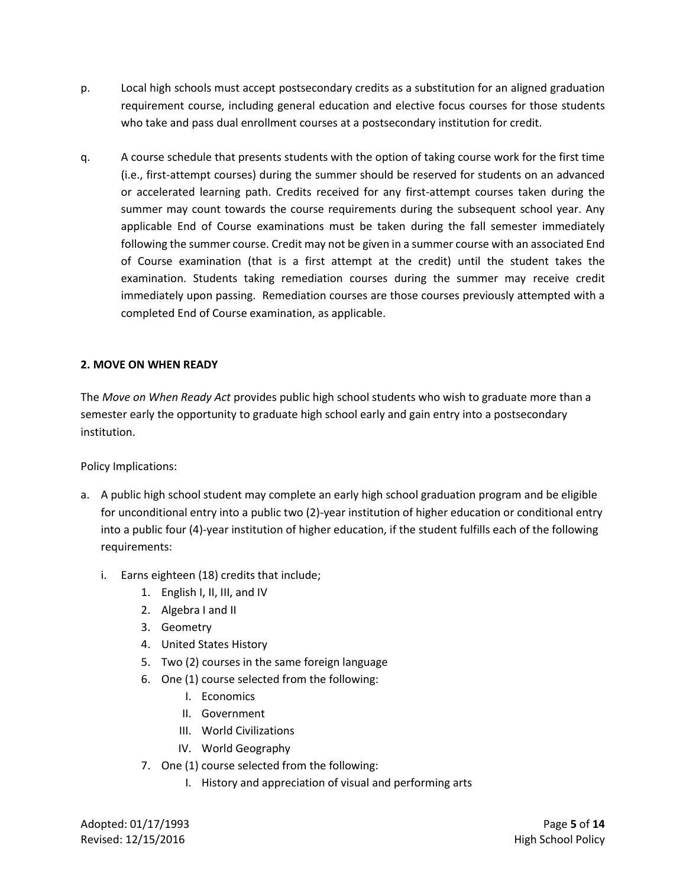p. Local high schools must accept postsecondary credits as a substitution for an aligned graduation requirement course, including general education and elective focus courses for those students who take and pass dual enrollment courses at a postsecondary institution for credit.

q. A course schedule that presents students with the option of taking course work for the first time (i.e., first-attempt courses) during the summer should be reserved for students on an advanced or accelerated learning path. Credits received for any first-attempt courses taken during the summer may count towards the course requirements during the subsequent school year. Any applicable End of Course examinations must be taken during the fall semester immediately following the summer course. Credit may not be given in a summer course with an associated End of Course examination (that is a first attempt at the credit) until the student takes the examination. Students taking remediation courses during the summer may receive credit immediately upon passing. Remediation courses are those courses previously attempted with a completed End of Course examination, as applicable.

## 2. MOVE ON WHEN READY

The *Move on When Ready Act* provides public high school students who wish to graduate more than a semester early the opportunity to graduate high school early and gain entry into a postsecondary institution.

Policy Implications:

a. A public high school student may complete an early high school graduation program and be eligible for unconditional entry into a public two (2)-year institution of higher education or conditional entry into a public four (4)-year institution of higher education, if the student fulfills each of the following requirements:

   i. Earns eighteen (18) credits that include;
      1. English I, II, III, and IV
      2. Algebra I and II
      3. Geometry
      4. United States History
      5. Two (2) courses in the same foreign language
      6. One (1) course selected from the following:
         I. Economics
         II. Government
         III. World Civilizations
         IV. World Geography
      7. One (1) course selected from the following:
         I. History and appreciation of visual and performing arts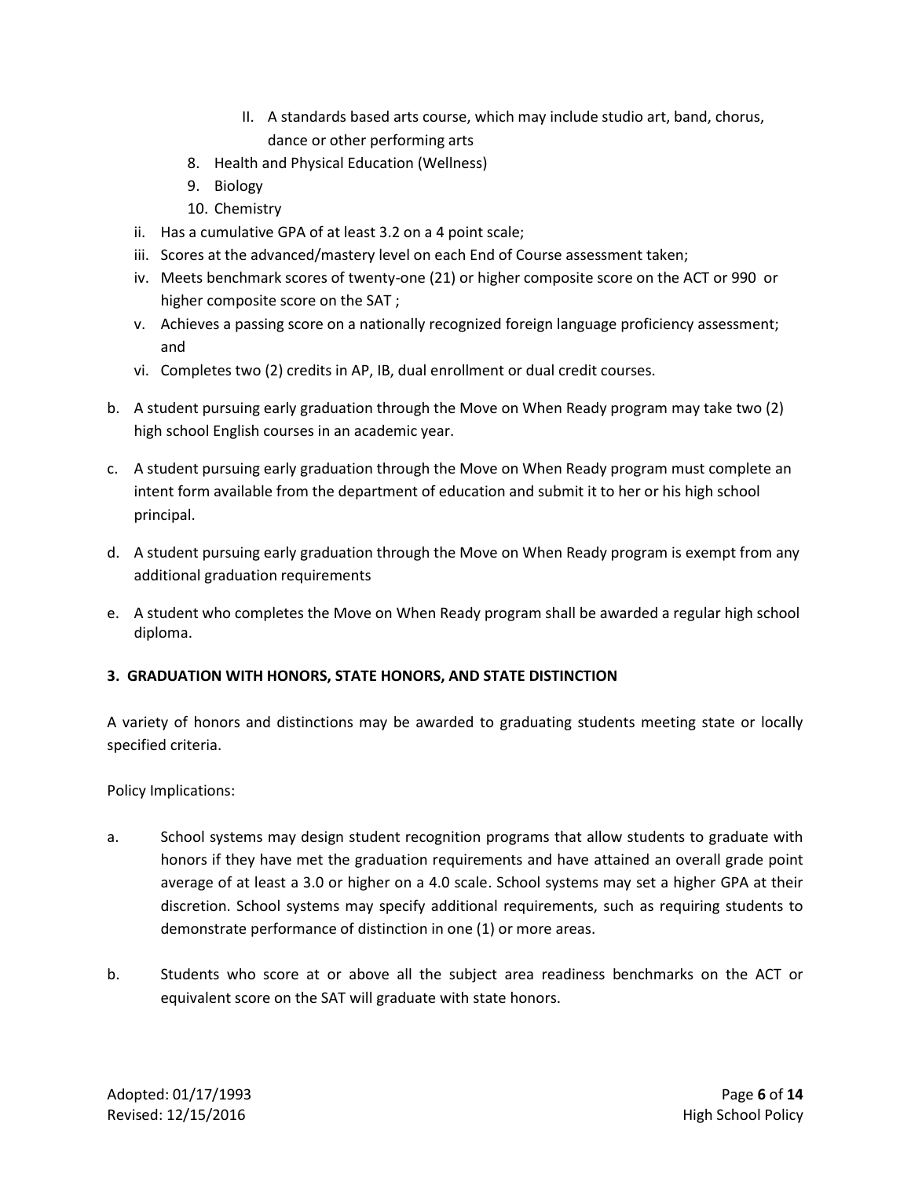- II. A standards based arts course, which may include studio art, band, chorus, dance or other performing arts
  8. Health and Physical Education (Wellness)
  9. Biology
  10. Chemistry

- ii. Has a cumulative GPA of at least 3.2 on a 4 point scale;
- iii. Scores at the advanced/mastery level on each End of Course assessment taken;
- iv. Meets benchmark scores of twenty-one (21) or higher composite score on the ACT or 990 or higher composite score on the SAT ;
- v. Achieves a passing score on a nationally recognized foreign language proficiency assessment; and
- vi. Completes two (2) credits in AP, IB, dual enrollment or dual credit courses.

b. A student pursuing early graduation through the Move on When Ready program may take two (2) high school English courses in an academic year.

c. A student pursuing early graduation through the Move on When Ready program must complete an intent form available from the department of education and submit it to her or his high school principal.

d. A student pursuing early graduation through the Move on When Ready program is exempt from any additional graduation requirements

e. A student who completes the Move on When Ready program shall be awarded a regular high school diploma.

**3. GRADUATION WITH HONORS, STATE HONORS, AND STATE DISTINCTION**

A variety of honors and distinctions may be awarded to graduating students meeting state or locally specified criteria.

Policy Implications:

a. School systems may design student recognition programs that allow students to graduate with honors if they have met the graduation requirements and have attained an overall grade point average of at least a 3.0 or higher on a 4.0 scale. School systems may set a higher GPA at their discretion. School systems may specify additional requirements, such as requiring students to demonstrate performance of distinction in one (1) or more areas.

b. Students who score at or above all the subject area readiness benchmarks on the ACT or equivalent score on the SAT will graduate with state honors.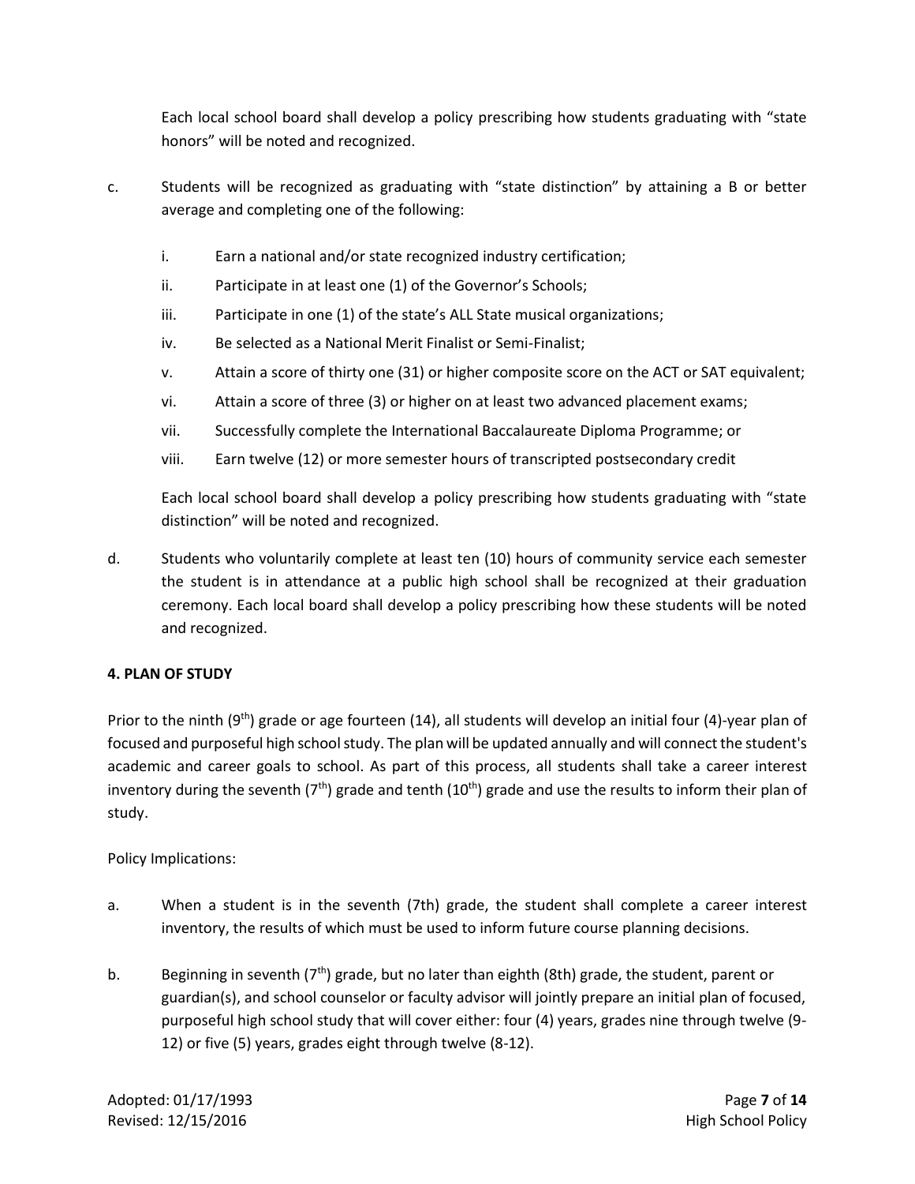Each local school board shall develop a policy prescribing how students graduating with "state honors" will be noted and recognized.

c. Students will be recognized as graduating with "state distinction" by attaining a B or better average and completing one of the following:

   i. Earn a national and/or state recognized industry certification;

   ii. Participate in at least one (1) of the Governor's Schools;

   iii. Participate in one (1) of the state's ALL State musical organizations;

   iv. Be selected as a National Merit Finalist or Semi-Finalist;

   v. Attain a score of thirty one (31) or higher composite score on the ACT or SAT equivalent;

   vi. Attain a score of three (3) or higher on at least two advanced placement exams;

   vii. Successfully complete the International Baccalaureate Diploma Programme; or

   viii. Earn twelve (12) or more semester hours of transcripted postsecondary credit

   Each local school board shall develop a policy prescribing how students graduating with "state distinction" will be noted and recognized.

d. Students who voluntarily complete at least ten (10) hours of community service each semester the student is in attendance at a public high school shall be recognized at their graduation ceremony. Each local board shall develop a policy prescribing how these students will be noted and recognized.

**4. PLAN OF STUDY**

Prior to the ninth (9th) grade or age fourteen (14), all students will develop an initial four (4)-year plan of focused and purposeful high school study. The plan will be updated annually and will connect the student's academic and career goals to school. As part of this process, all students shall take a career interest inventory during the seventh (7th) grade and tenth (10th) grade and use the results to inform their plan of study.

Policy Implications:

a. When a student is in the seventh (7th) grade, the student shall complete a career interest inventory, the results of which must be used to inform future course planning decisions.

b. Beginning in seventh (7th) grade, but no later than eighth (8th) grade, the student, parent or guardian(s), and school counselor or faculty advisor will jointly prepare an initial plan of focused, purposeful high school study that will cover either: four (4) years, grades nine through twelve (9-12) or five (5) years, grades eight through twelve (8-12).

Adopted: 01/17/1993
Revised: 12/15/2016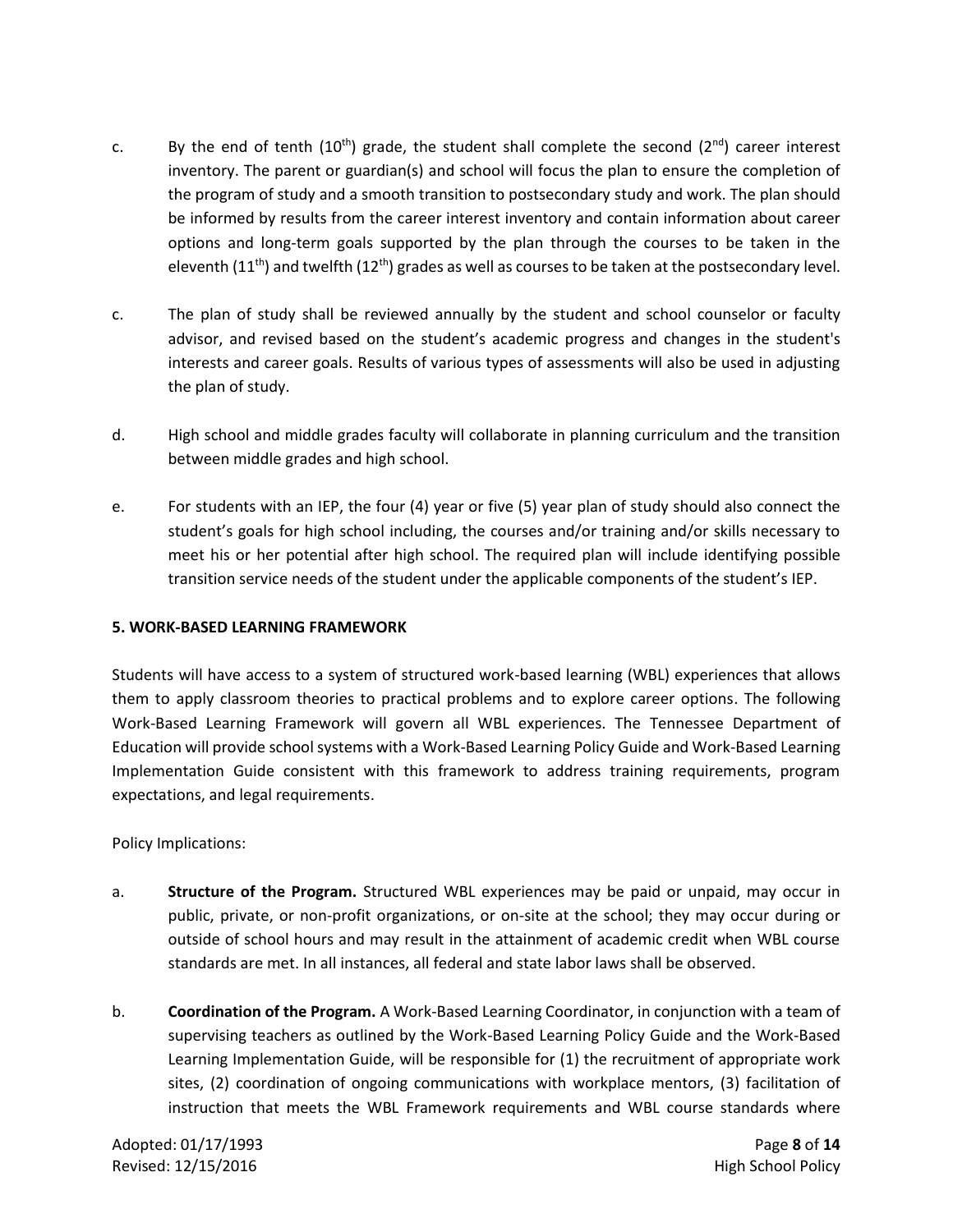c. By the end of tenth (10th) grade, the student shall complete the second (2nd) career interest inventory. The parent or guardian(s) and school will focus the plan to ensure the completion of the program of study and a smooth transition to postsecondary study and work. The plan should be informed by results from the career interest inventory and contain information about career options and long-term goals supported by the plan through the courses to be taken in the eleventh (11th) and twelfth (12th) grades as well as courses to be taken at the postsecondary level.

c. The plan of study shall be reviewed annually by the student and school counselor or faculty advisor, and revised based on the student's academic progress and changes in the student's interests and career goals. Results of various types of assessments will also be used in adjusting the plan of study.

d. High school and middle grades faculty will collaborate in planning curriculum and the transition between middle grades and high school.

e. For students with an IEP, the four (4) year or five (5) year plan of study should also connect the student's goals for high school including, the courses and/or training and/or skills necessary to meet his or her potential after high school. The required plan will include identifying possible transition service needs of the student under the applicable components of the student's IEP.

## 5. WORK-BASED LEARNING FRAMEWORK

Students will have access to a system of structured work-based learning (WBL) experiences that allows them to apply classroom theories to practical problems and to explore career options. The following Work-Based Learning Framework will govern all WBL experiences. The Tennessee Department of Education will provide school systems with a Work-Based Learning Policy Guide and Work-Based Learning Implementation Guide consistent with this framework to address training requirements, program expectations, and legal requirements.

Policy Implications:

a. **Structure of the Program.** Structured WBL experiences may be paid or unpaid, may occur in public, private, or non-profit organizations, or on-site at the school; they may occur during or outside of school hours and may result in the attainment of academic credit when WBL course standards are met. In all instances, all federal and state labor laws shall be observed.

b. **Coordination of the Program.** A Work-Based Learning Coordinator, in conjunction with a team of supervising teachers as outlined by the Work-Based Learning Policy Guide and the Work-Based Learning Implementation Guide, will be responsible for (1) the recruitment of appropriate work sites, (2) coordination of ongoing communications with workplace mentors, (3) facilitation of instruction that meets the WBL Framework requirements and WBL course standards where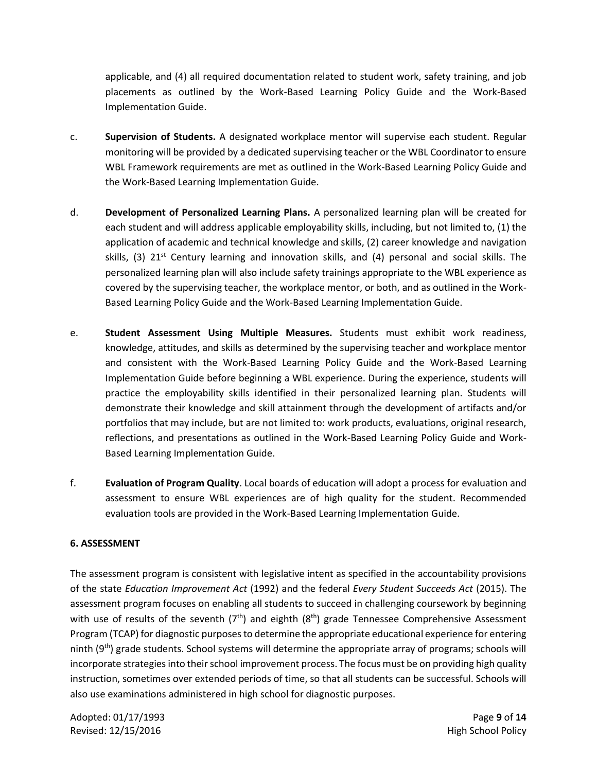applicable, and (4) all required documentation related to student work, safety training, and job placements as outlined by the Work-Based Learning Policy Guide and the Work-Based Implementation Guide.

c. **Supervision of Students.** A designated workplace mentor will supervise each student. Regular monitoring will be provided by a dedicated supervising teacher or the WBL Coordinator to ensure WBL Framework requirements are met as outlined in the Work-Based Learning Policy Guide and the Work-Based Learning Implementation Guide.

d. **Development of Personalized Learning Plans.** A personalized learning plan will be created for each student and will address applicable employability skills, including, but not limited to, (1) the application of academic and technical knowledge and skills, (2) career knowledge and navigation skills, (3) 21st Century learning and innovation skills, and (4) personal and social skills. The personalized learning plan will also include safety trainings appropriate to the WBL experience as covered by the supervising teacher, the workplace mentor, or both, and as outlined in the Work-Based Learning Policy Guide and the Work-Based Learning Implementation Guide.

e. **Student Assessment Using Multiple Measures.** Students must exhibit work readiness, knowledge, attitudes, and skills as determined by the supervising teacher and workplace mentor and consistent with the Work-Based Learning Policy Guide and the Work-Based Learning Implementation Guide before beginning a WBL experience. During the experience, students will practice the employability skills identified in their personalized learning plan. Students will demonstrate their knowledge and skill attainment through the development of artifacts and/or portfolios that may include, but are not limited to: work products, evaluations, original research, reflections, and presentations as outlined in the Work-Based Learning Policy Guide and Work-Based Learning Implementation Guide.

f. **Evaluation of Program Quality**. Local boards of education will adopt a process for evaluation and assessment to ensure WBL experiences are of high quality for the student. Recommended evaluation tools are provided in the Work-Based Learning Implementation Guide.

**6. ASSESSMENT**

The assessment program is consistent with legislative intent as specified in the accountability provisions of the state *Education Improvement Act* (1992) and the federal *Every Student Succeeds Act* (2015). The assessment program focuses on enabling all students to succeed in challenging coursework by beginning with use of results of the seventh (7th) and eighth (8th) grade Tennessee Comprehensive Assessment Program (TCAP) for diagnostic purposes to determine the appropriate educational experience for entering ninth (9th) grade students. School systems will determine the appropriate array of programs; schools will incorporate strategies into their school improvement process. The focus must be on providing high quality instruction, sometimes over extended periods of time, so that all students can be successful. Schools will also use examinations administered in high school for diagnostic purposes.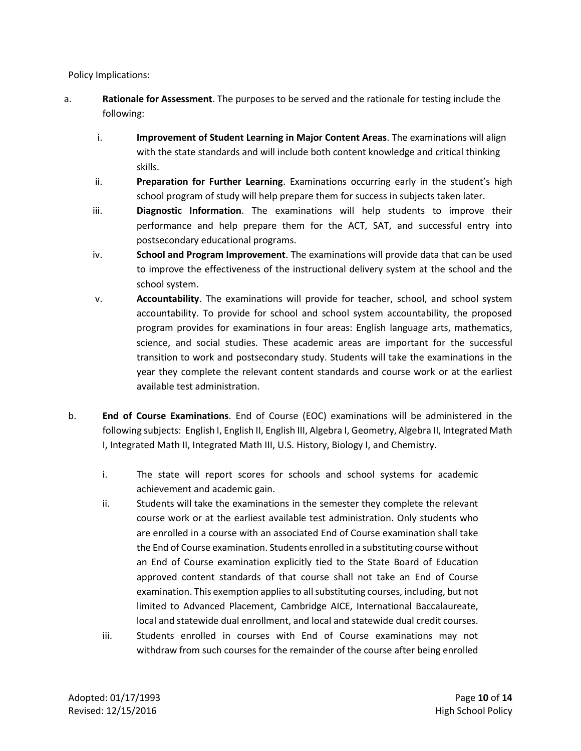Policy Implications:

a. **Rationale for Assessment**. The purposes to be served and the rationale for testing include the following:

   i. **Improvement of Student Learning in Major Content Areas**. The examinations will align with the state standards and will include both content knowledge and critical thinking skills.

   ii. **Preparation for Further Learning**. Examinations occurring early in the student's high school program of study will help prepare them for success in subjects taken later.

   iii. **Diagnostic Information**. The examinations will help students to improve their performance and help prepare them for the ACT, SAT, and successful entry into postsecondary educational programs.

   iv. **School and Program Improvement**. The examinations will provide data that can be used to improve the effectiveness of the instructional delivery system at the school and the school system.

   v. **Accountability**. The examinations will provide for teacher, school, and school system accountability. To provide for school and school system accountability, the proposed program provides for examinations in four areas: English language arts, mathematics, science, and social studies. These academic areas are important for the successful transition to work and postsecondary study. Students will take the examinations in the year they complete the relevant content standards and course work or at the earliest available test administration.

b. **End of Course Examinations**. End of Course (EOC) examinations will be administered in the following subjects: English I, English II, English III, Algebra I, Geometry, Algebra II, Integrated Math I, Integrated Math II, Integrated Math III, U.S. History, Biology I, and Chemistry.

   i. The state will report scores for schools and school systems for academic achievement and academic gain.

   ii. Students will take the examinations in the semester they complete the relevant course work or at the earliest available test administration. Only students who are enrolled in a course with an associated End of Course examination shall take the End of Course examination. Students enrolled in a substituting course without an End of Course examination explicitly tied to the State Board of Education approved content standards of that course shall not take an End of Course examination. This exemption applies to all substituting courses, including, but not limited to Advanced Placement, Cambridge AICE, International Baccalaureate, local and statewide dual enrollment, and local and statewide dual credit courses.

   iii. Students enrolled in courses with End of Course examinations may not withdraw from such courses for the remainder of the course after being enrolled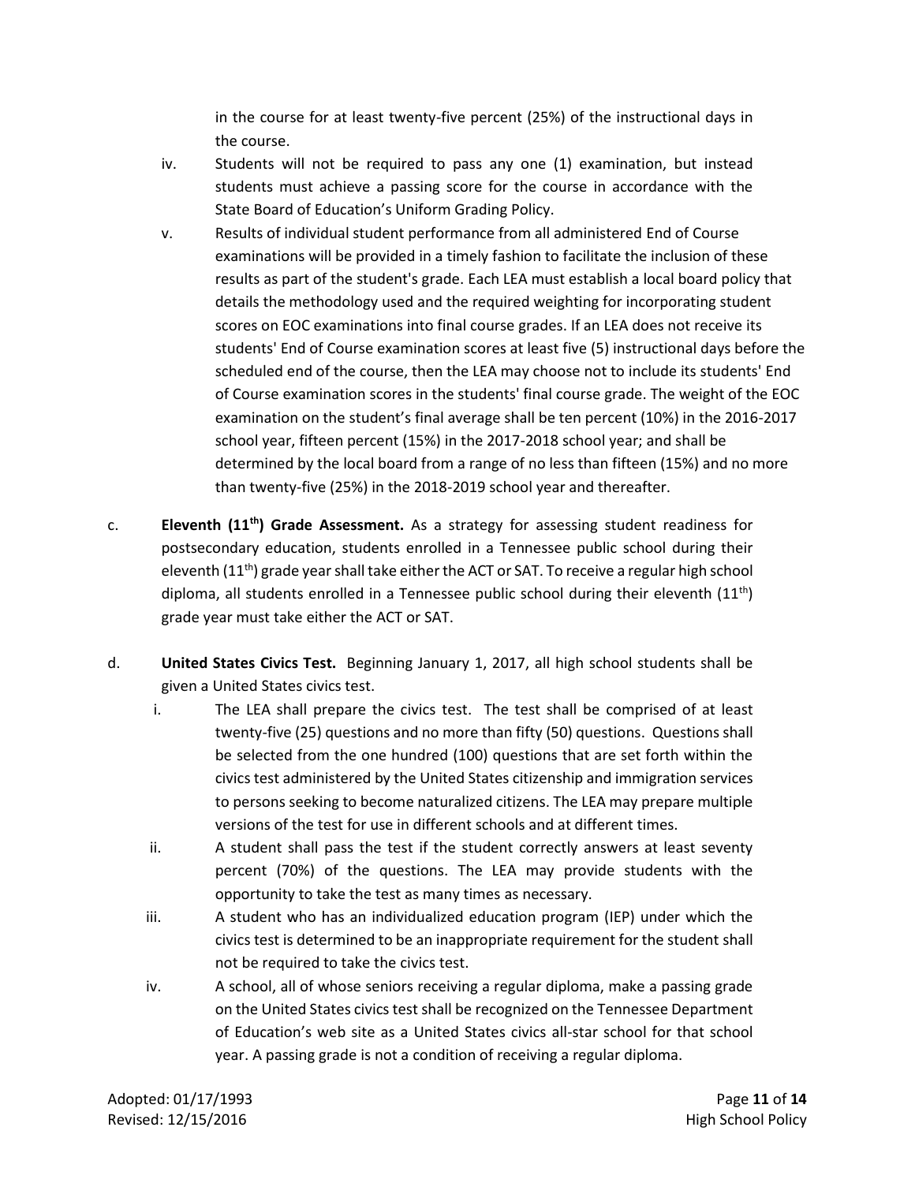in the course for at least twenty-five percent (25%) of the instructional days in the course.

iv. Students will not be required to pass any one (1) examination, but instead students must achieve a passing score for the course in accordance with the State Board of Education's Uniform Grading Policy.

v. Results of individual student performance from all administered End of Course examinations will be provided in a timely fashion to facilitate the inclusion of these results as part of the student's grade. Each LEA must establish a local board policy that details the methodology used and the required weighting for incorporating student scores on EOC examinations into final course grades. If an LEA does not receive its students' End of Course examination scores at least five (5) instructional days before the scheduled end of the course, then the LEA may choose not to include its students' End of Course examination scores in the students' final course grade. The weight of the EOC examination on the student's final average shall be ten percent (10%) in the 2016-2017 school year, fifteen percent (15%) in the 2017-2018 school year; and shall be determined by the local board from a range of no less than fifteen (15%) and no more than twenty-five (25%) in the 2018-2019 school year and thereafter.

c. **Eleventh (11th) Grade Assessment.** As a strategy for assessing student readiness for postsecondary education, students enrolled in a Tennessee public school during their eleventh (11th) grade year shall take either the ACT or SAT. To receive a regular high school diploma, all students enrolled in a Tennessee public school during their eleventh (11th) grade year must take either the ACT or SAT.

d. **United States Civics Test.** Beginning January 1, 2017, all high school students shall be given a United States civics test.

i. The LEA shall prepare the civics test. The test shall be comprised of at least twenty-five (25) questions and no more than fifty (50) questions. Questions shall be selected from the one hundred (100) questions that are set forth within the civics test administered by the United States citizenship and immigration services to persons seeking to become naturalized citizens. The LEA may prepare multiple versions of the test for use in different schools and at different times.

ii. A student shall pass the test if the student correctly answers at least seventy percent (70%) of the questions. The LEA may provide students with the opportunity to take the test as many times as necessary.

iii. A student who has an individualized education program (IEP) under which the civics test is determined to be an inappropriate requirement for the student shall not be required to take the civics test.

iv. A school, all of whose seniors receiving a regular diploma, make a passing grade on the United States civics test shall be recognized on the Tennessee Department of Education's web site as a United States civics all-star school for that school year. A passing grade is not a condition of receiving a regular diploma.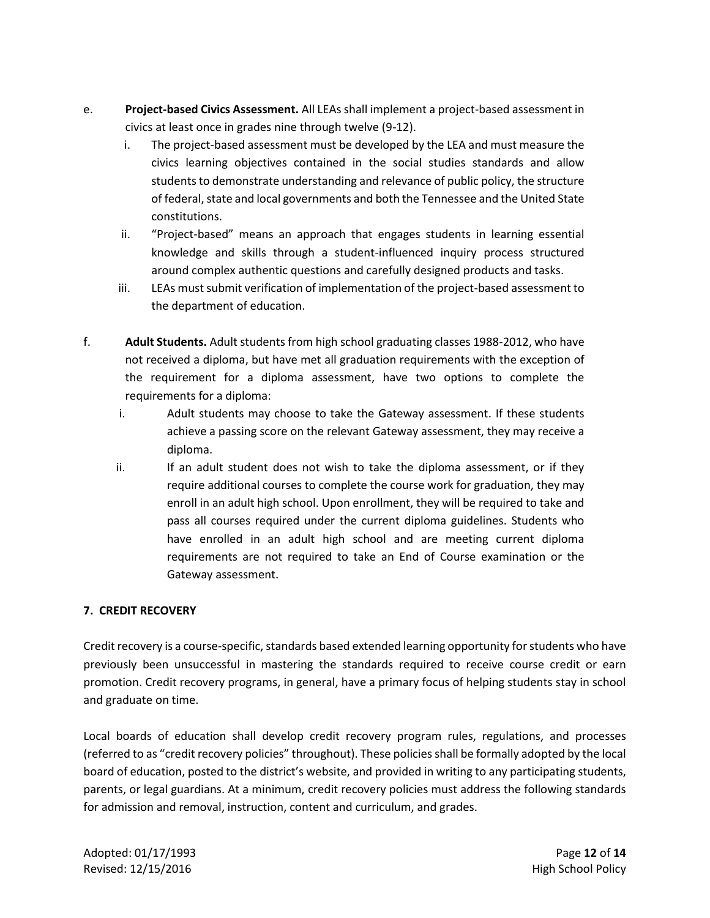e. **Project-based Civics Assessment.** All LEAs shall implement a project-based assessment in civics at least once in grades nine through twelve (9-12).

   i. The project-based assessment must be developed by the LEA and must measure the civics learning objectives contained in the social studies standards and allow students to demonstrate understanding and relevance of public policy, the structure of federal, state and local governments and both the Tennessee and the United State constitutions.

   ii. "Project-based" means an approach that engages students in learning essential knowledge and skills through a student-influenced inquiry process structured around complex authentic questions and carefully designed products and tasks.

   iii. LEAs must submit verification of implementation of the project-based assessment to the department of education.

f. **Adult Students.** Adult students from high school graduating classes 1988-2012, who have not received a diploma, but have met all graduation requirements with the exception of the requirement for a diploma assessment, have two options to complete the requirements for a diploma:

   i. Adult students may choose to take the Gateway assessment. If these students achieve a passing score on the relevant Gateway assessment, they may receive a diploma.

   ii. If an adult student does not wish to take the diploma assessment, or if they require additional courses to complete the course work for graduation, they may enroll in an adult high school. Upon enrollment, they will be required to take and pass all courses required under the current diploma guidelines. Students who have enrolled in an adult high school and are meeting current diploma requirements are not required to take an End of Course examination or the Gateway assessment.

## 7. CREDIT RECOVERY

Credit recovery is a course-specific, standards based extended learning opportunity for students who have previously been unsuccessful in mastering the standards required to receive course credit or earn promotion. Credit recovery programs, in general, have a primary focus of helping students stay in school and graduate on time.

Local boards of education shall develop credit recovery program rules, regulations, and processes (referred to as "credit recovery policies" throughout). These policies shall be formally adopted by the local board of education, posted to the district's website, and provided in writing to any participating students, parents, or legal guardians. At a minimum, credit recovery policies must address the following standards for admission and removal, instruction, content and curriculum, and grades.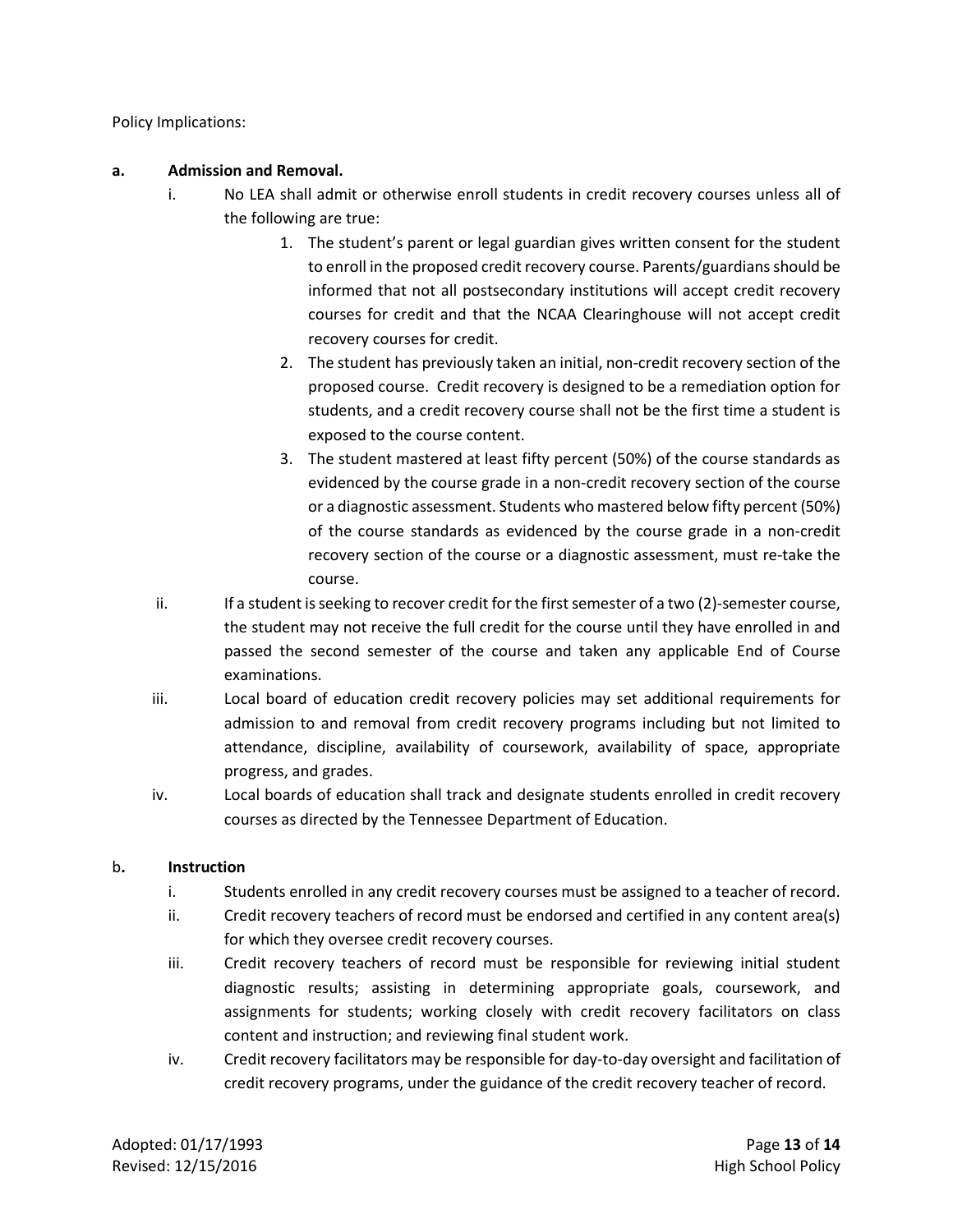Policy Implications:

**a. Admission and Removal.**

i. No LEA shall admit or otherwise enroll students in credit recovery courses unless all of the following are true:

1. The student's parent or legal guardian gives written consent for the student to enroll in the proposed credit recovery course. Parents/guardians should be informed that not all postsecondary institutions will accept credit recovery courses for credit and that the NCAA Clearinghouse will not accept credit recovery courses for credit.
2. The student has previously taken an initial, non-credit recovery section of the proposed course. Credit recovery is designed to be a remediation option for students, and a credit recovery course shall not be the first time a student is exposed to the course content.
3. The student mastered at least fifty percent (50%) of the course standards as evidenced by the course grade in a non-credit recovery section of the course or a diagnostic assessment. Students who mastered below fifty percent (50%) of the course standards as evidenced by the course grade in a non-credit recovery section of the course or a diagnostic assessment, must re-take the course.

ii. If a student is seeking to recover credit for the first semester of a two (2)-semester course, the student may not receive the full credit for the course until they have enrolled in and passed the second semester of the course and taken any applicable End of Course examinations.

iii. Local board of education credit recovery policies may set additional requirements for admission to and removal from credit recovery programs including but not limited to attendance, discipline, availability of coursework, availability of space, appropriate progress, and grades.

iv. Local boards of education shall track and designate students enrolled in credit recovery courses as directed by the Tennessee Department of Education.

**b. Instruction**

i. Students enrolled in any credit recovery courses must be assigned to a teacher of record.

ii. Credit recovery teachers of record must be endorsed and certified in any content area(s) for which they oversee credit recovery courses.

iii. Credit recovery teachers of record must be responsible for reviewing initial student diagnostic results; assisting in determining appropriate goals, coursework, and assignments for students; working closely with credit recovery facilitators on class content and instruction; and reviewing final student work.

iv. Credit recovery facilitators may be responsible for day-to-day oversight and facilitation of credit recovery programs, under the guidance of the credit recovery teacher of record.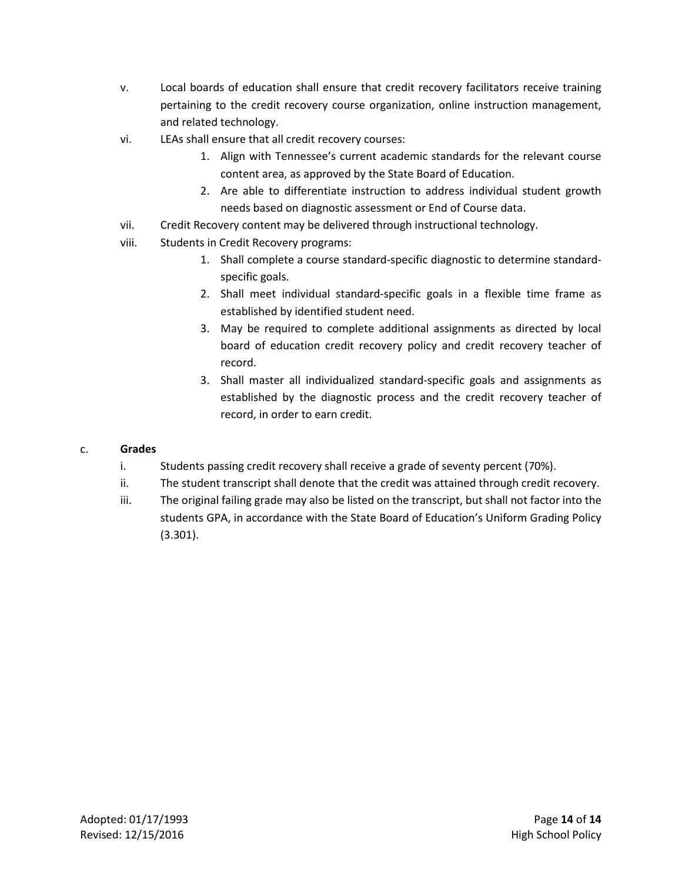v. Local boards of education shall ensure that credit recovery facilitators receive training pertaining to the credit recovery course organization, online instruction management, and related technology.

vi. LEAs shall ensure that all credit recovery courses:

   1. Align with Tennessee's current academic standards for the relevant course content area, as approved by the State Board of Education.
   2. Are able to differentiate instruction to address individual student growth needs based on diagnostic assessment or End of Course data.

vii. Credit Recovery content may be delivered through instructional technology.

viii. Students in Credit Recovery programs:

   1. Shall complete a course standard-specific diagnostic to determine standard-specific goals.
   2. Shall meet individual standard-specific goals in a flexible time frame as established by identified student need.
   3. May be required to complete additional assignments as directed by local board of education credit recovery policy and credit recovery teacher of record.
   3. Shall master all individualized standard-specific goals and assignments as established by the diagnostic process and the credit recovery teacher of record, in order to earn credit.

c. **Grades**

i. Students passing credit recovery shall receive a grade of seventy percent (70%).

ii. The student transcript shall denote that the credit was attained through credit recovery.

iii. The original failing grade may also be listed on the transcript, but shall not factor into the students GPA, in accordance with the State Board of Education's Uniform Grading Policy (3.301).

Adopted: 01/17/1993
Revised: 12/15/2016